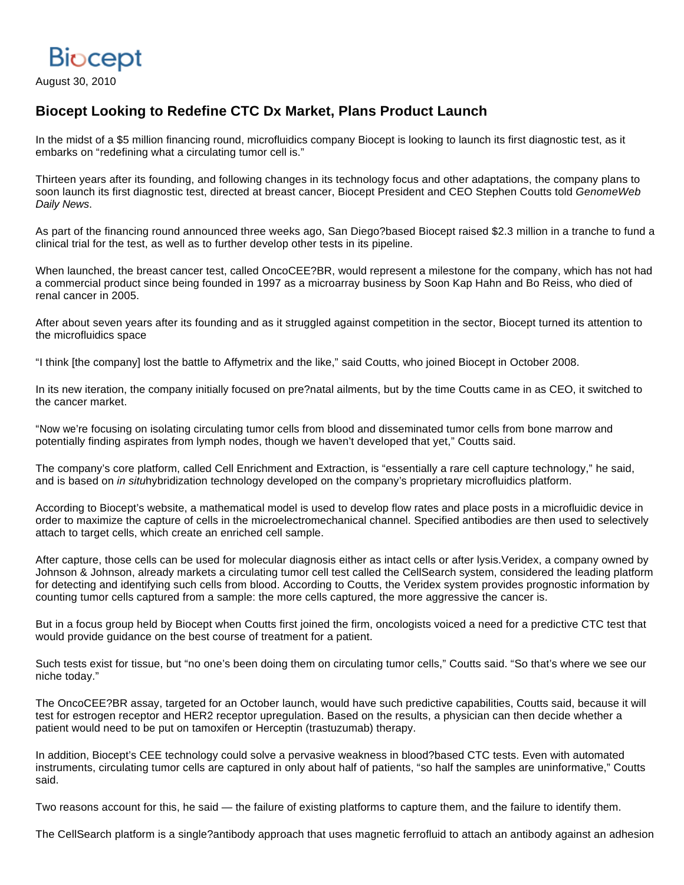Biocept

August 30, 2010

## Biocept Looking to Redefine CTC Dx Market, Plans Product Launch

In the midst of a $5 million financing round, microfluidics company Biocept is looking to launch its first diagnostic test, as it embarks on "redefining what a circulating tumor cell is."

Thirteen years after its founding, and following changes in its technology focus and other adaptations, the company plans to soon launch its first diagnostic test, directed at breast cancer, Biocept President and CEO Stephen Coutts told *GenomeWeb Daily News*.

As part of the financing round announced three weeks ago, San Diego?based Biocept raised $2.3 million in a tranche to fund a clinical trial for the test, as well as to further develop other tests in its pipeline.

When launched, the breast cancer test, called OncoCEE?BR, would represent a milestone for the company, which has not had a commercial product since being founded in 1997 as a microarray business by Soon Kap Hahn and Bo Reiss, who died of renal cancer in 2005.

After about seven years after its founding and as it struggled against competition in the sector, Biocept turned its attention to the microfluidics space

"I think [the company] lost the battle to Affymetrix and the like," said Coutts, who joined Biocept in October 2008.

In its new iteration, the company initially focused on pre?natal ailments, but by the time Coutts came in as CEO, it switched to the cancer market.

"Now we're focusing on isolating circulating tumor cells from blood and disseminated tumor cells from bone marrow and potentially finding aspirates from lymph nodes, though we haven't developed that yet," Coutts said.

The company's core platform, called Cell Enrichment and Extraction, is "essentially a rare cell capture technology," he said, and is based on *in situ*hybridization technology developed on the company's proprietary microfluidics platform.

According to Biocept's website, a mathematical model is used to develop flow rates and place posts in a microfluidic device in order to maximize the capture of cells in the microelectromechanical channel. Specified antibodies are then used to selectively attach to target cells, which create an enriched cell sample.

After capture, those cells can be used for molecular diagnosis either as intact cells or after lysis.Veridex, a company owned by Johnson & Johnson, already markets a circulating tumor cell test called the CellSearch system, considered the leading platform for detecting and identifying such cells from blood. According to Coutts, the Veridex system provides prognostic information by counting tumor cells captured from a sample: the more cells captured, the more aggressive the cancer is.

But in a focus group held by Biocept when Coutts first joined the firm, oncologists voiced a need for a predictive CTC test that would provide guidance on the best course of treatment for a patient.

Such tests exist for tissue, but "no one's been doing them on circulating tumor cells," Coutts said. "So that's where we see our niche today."

The OncoCEE?BR assay, targeted for an October launch, would have such predictive capabilities, Coutts said, because it will test for estrogen receptor and HER2 receptor upregulation. Based on the results, a physician can then decide whether a patient would need to be put on tamoxifen or Herceptin (trastuzumab) therapy.

In addition, Biocept's CEE technology could solve a pervasive weakness in blood?based CTC tests. Even with automated instruments, circulating tumor cells are captured in only about half of patients, "so half the samples are uninformative," Coutts said.

Two reasons account for this, he said — the failure of existing platforms to capture them, and the failure to identify them.

The CellSearch platform is a single?antibody approach that uses magnetic ferrofluid to attach an antibody against an adhesion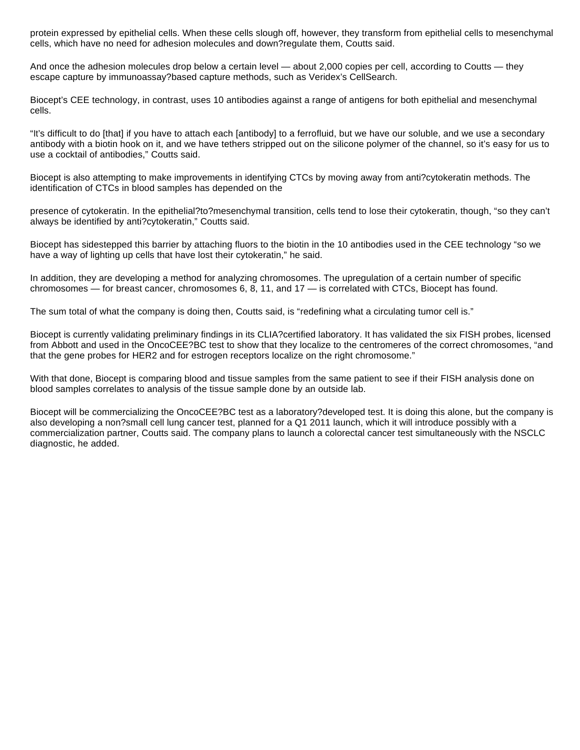protein expressed by epithelial cells. When these cells slough off, however, they transform from epithelial cells to mesenchymal cells, which have no need for adhesion molecules and down?regulate them, Coutts said.

And once the adhesion molecules drop below a certain level — about 2,000 copies per cell, according to Coutts — they escape capture by immunoassay?based capture methods, such as Veridex's CellSearch.

Biocept's CEE technology, in contrast, uses 10 antibodies against a range of antigens for both epithelial and mesenchymal cells.

"It's difficult to do [that] if you have to attach each [antibody] to a ferrofluid, but we have our soluble, and we use a secondary antibody with a biotin hook on it, and we have tethers stripped out on the silicone polymer of the channel, so it's easy for us to use a cocktail of antibodies," Coutts said.

Biocept is also attempting to make improvements in identifying CTCs by moving away from anti?cytokeratin methods. The identification of CTCs in blood samples has depended on the presence of cytokeratin. In the epithelial?to?mesenchymal transition, cells tend to lose their cytokeratin, though, "so they can't always be identified by anti?cytokeratin," Coutts said.

Biocept has sidestepped this barrier by attaching fluors to the biotin in the 10 antibodies used in the CEE technology "so we have a way of lighting up cells that have lost their cytokeratin," he said.

In addition, they are developing a method for analyzing chromosomes. The upregulation of a certain number of specific chromosomes — for breast cancer, chromosomes 6, 8, 11, and 17 — is correlated with CTCs, Biocept has found.

The sum total of what the company is doing then, Coutts said, is "redefining what a circulating tumor cell is."

Biocept is currently validating preliminary findings in its CLIA?certified laboratory. It has validated the six FISH probes, licensed from Abbott and used in the OncoCEE?BC test to show that they localize to the centromeres of the correct chromosomes, "and that the gene probes for HER2 and for estrogen receptors localize on the right chromosome."

With that done, Biocept is comparing blood and tissue samples from the same patient to see if their FISH analysis done on blood samples correlates to analysis of the tissue sample done by an outside lab.

Biocept will be commercializing the OncoCEE?BC test as a laboratory?developed test. It is doing this alone, but the company is also developing a non?small cell lung cancer test, planned for a Q1 2011 launch, which it will introduce possibly with a commercialization partner, Coutts said. The company plans to launch a colorectal cancer test simultaneously with the NSCLC diagnostic, he added.